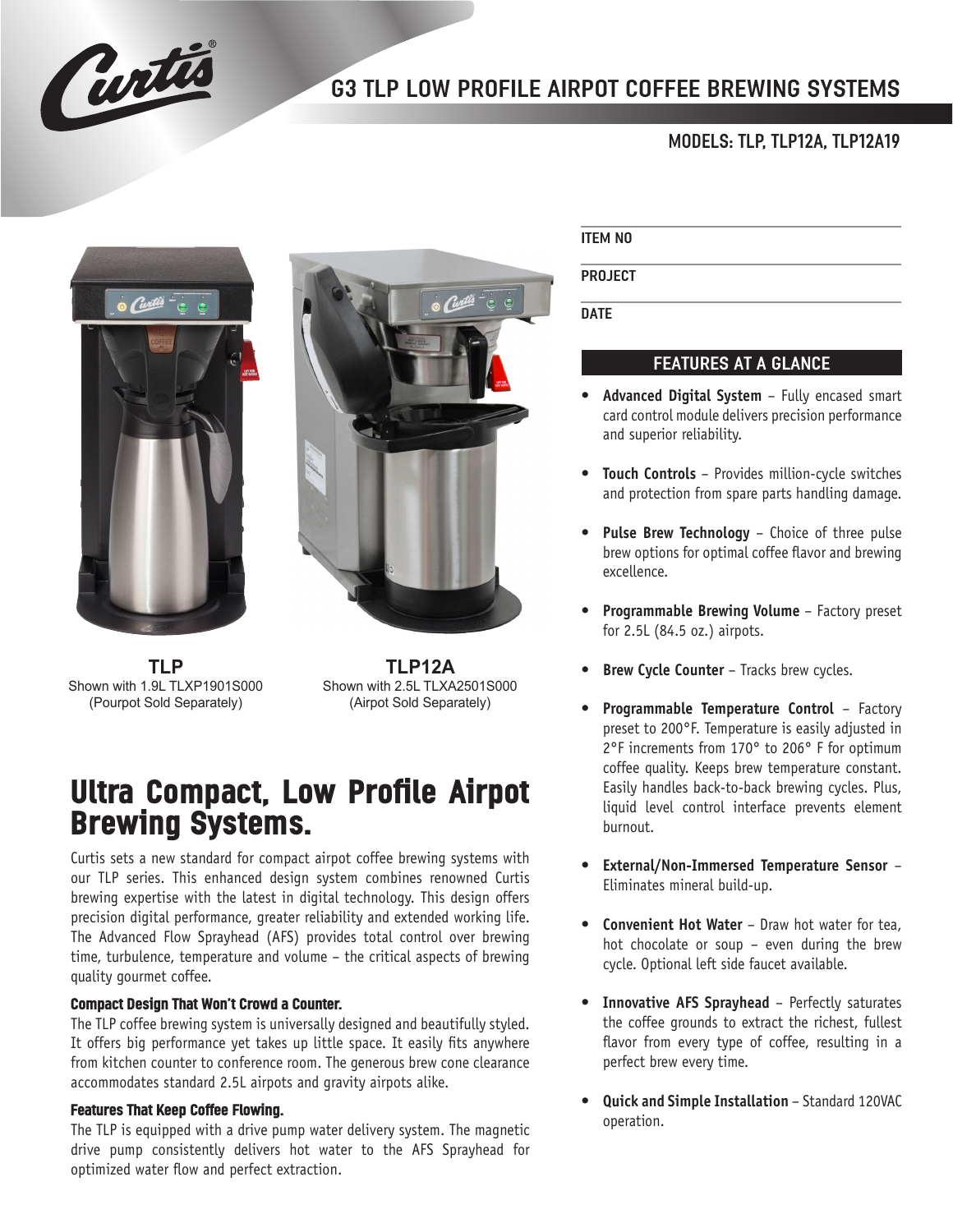# G3 TLP LOW PROFILE AIRPOT COFFEE BREWING SYSTEMS

## MODELS: TLP, TLP12A, TLP12A19

**TLP**
Shown with 1.9L TLXP1901S000
(Pourpot Sold Separately)

**TLP12A**
Shown with 2.5L TLXA2501S000
(Airpot Sold Separately)

ITEM NO

PROJECT

DATE

## FEATURES AT A GLANCE

- **Advanced Digital System** – Fully encased smart card control module delivers precision performance and superior reliability.
- **Touch Controls** – Provides million-cycle switches and protection from spare parts handling damage.
- **Pulse Brew Technology** – Choice of three pulse brew options for optimal coffee flavor and brewing excellence.
- **Programmable Brewing Volume** – Factory preset for 2.5L (84.5 oz.) airpots.
- **Brew Cycle Counter** – Tracks brew cycles.
- **Programmable Temperature Control** – Factory preset to 200°F. Temperature is easily adjusted in 2°F increments from 170° to 206° F for optimum coffee quality. Keeps brew temperature constant. Easily handles back-to-back brewing cycles. Plus, liquid level control interface prevents element burnout.
- **External/Non-Immersed Temperature Sensor** – Eliminates mineral build-up.
- **Convenient Hot Water** – Draw hot water for tea, hot chocolate or soup – even during the brew cycle. Optional left side faucet available.
- **Innovative AFS Sprayhead** – Perfectly saturates the coffee grounds to extract the richest, fullest flavor from every type of coffee, resulting in a perfect brew every time.
- **Quick and Simple Installation** – Standard 120VAC operation.

# Ultra Compact, Low Profile Airpot Brewing Systems.

Curtis sets a new standard for compact airpot coffee brewing systems with our TLP series. This enhanced design system combines renowned Curtis brewing expertise with the latest in digital technology. This design offers precision digital performance, greater reliability and extended working life. The Advanced Flow Sprayhead (AFS) provides total control over brewing time, turbulence, temperature and volume – the critical aspects of brewing quality gourmet coffee.

### Compact Design That Won't Crowd a Counter.

The TLP coffee brewing system is universally designed and beautifully styled. It offers big performance yet takes up little space. It easily fits anywhere from kitchen counter to conference room. The generous brew cone clearance accommodates standard 2.5L airpots and gravity airpots alike.

### Features That Keep Coffee Flowing.

The TLP is equipped with a drive pump water delivery system. The magnetic drive pump consistently delivers hot water to the AFS Sprayhead for optimized water flow and perfect extraction.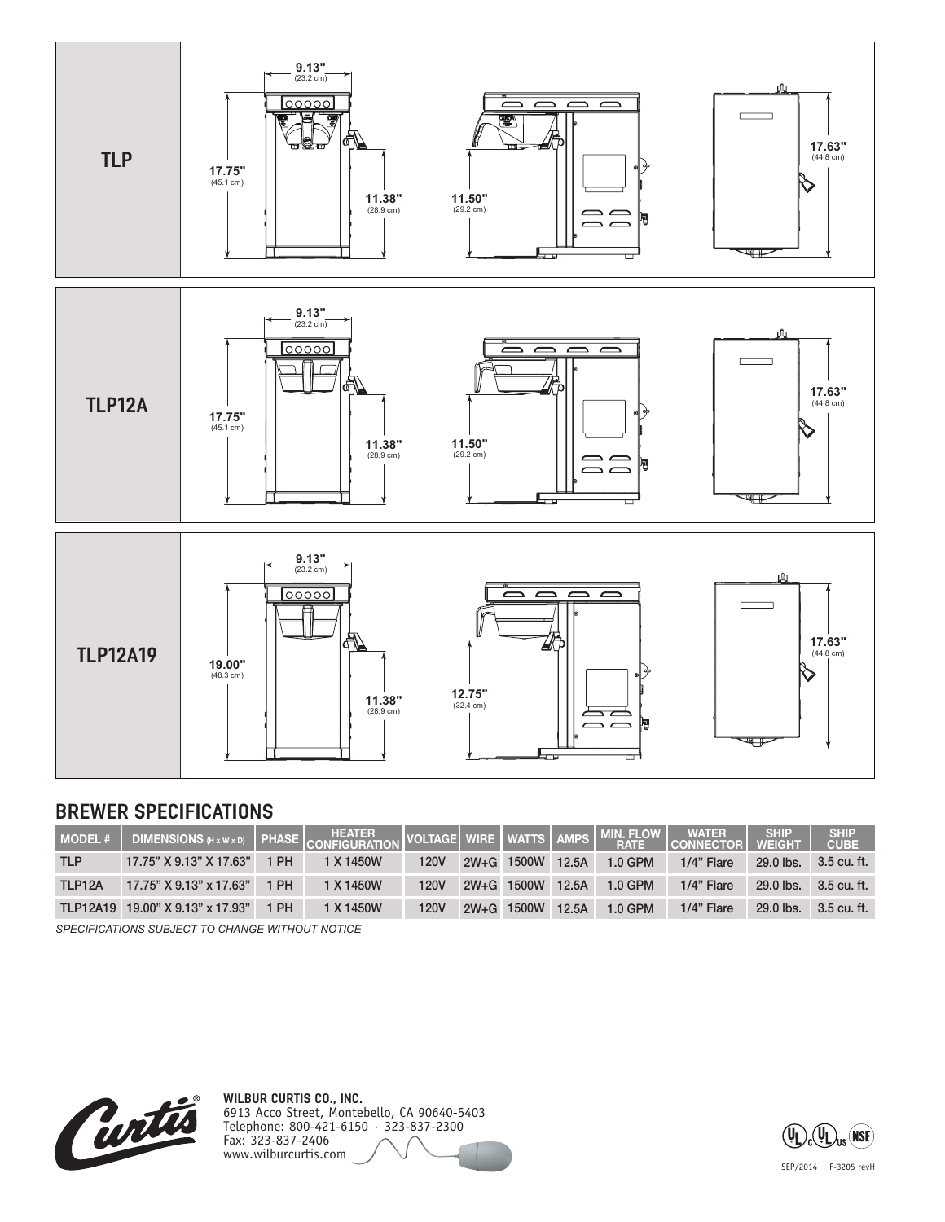**TLP**

9.13"
(23.2 cm)

17.75"
(45.1 cm)

11.38"
(28.9 cm)

11.50"
(29.2 cm)

17.63"
(44.8 cm)

**TLP12A**

9.13"
(23.2 cm)

17.75"
(45.1 cm)

11.38"
(28.9 cm)

11.50"
(29.2 cm)

17.63"
(44.8 cm)

**TLP12A19**

9.13"
(23.2 cm)

19.00"
(48.3 cm)

11.38"
(28.9 cm)

12.75"
(32.4 cm)

17.63"
(44.8 cm)

## BREWER SPECIFICATIONS

| MODEL # | DIMENSIONS (H x W x D) | PHASE | HEATER CONFIGURATION | VOLTAGE | WIRE | WATTS | AMPS | MIN. FLOW RATE | WATER CONNECTOR | SHIP WEIGHT | SHIP CUBE |
|---|---|---|---|---|---|---|---|---|---|---|---|
| TLP | 17.75" X 9.13" X 17.63" | 1 PH | 1 X 1450W | 120V | 2W+G | 1500W | 12.5A | 1.0 GPM | 1/4" Flare | 29.0 lbs. | 3.5 cu. ft. |
| TLP12A | 17.75" X 9.13" x 17.63" | 1 PH | 1 X 1450W | 120V | 2W+G | 1500W | 12.5A | 1.0 GPM | 1/4" Flare | 29.0 lbs. | 3.5 cu. ft. |
| TLP12A19 | 19.00" X 9.13" x 17.93" | 1 PH | 1 X 1450W | 120V | 2W+G | 1500W | 12.5A | 1.0 GPM | 1/4" Flare | 29.0 lbs. | 3.5 cu. ft. |

*SPECIFICATIONS SUBJECT TO CHANGE WITHOUT NOTICE*

**WILBUR CURTIS CO., INC.**
6913 Acco Street, Montebello, CA 90640-5403
Telephone: 800-421-6150 · 323-837-2300
Fax: 323-837-2406
www.wilburcurtis.com

SEP/2014 F-3205 revH